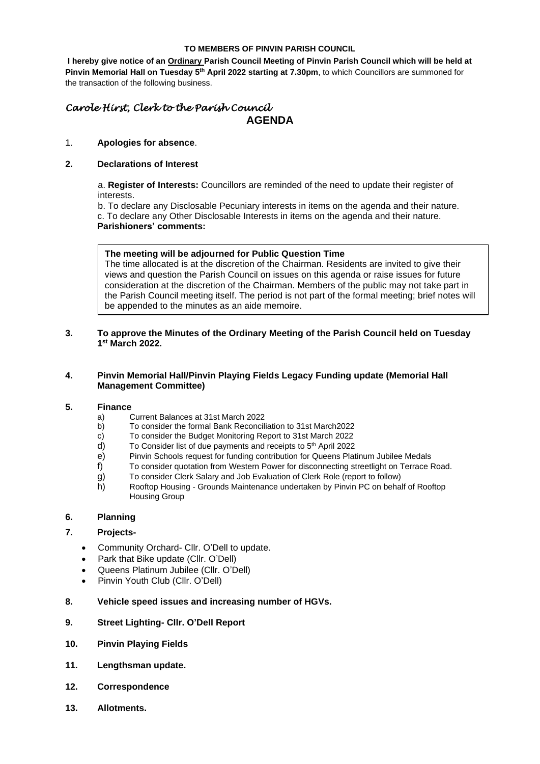**TO MEMBERS OF PINVIN PARISH COUNCIL**

**I hereby give notice of an <u>Ordinary</u> Parish Council Meeting of Pinvin Parish Council which will be held at Pinvin Memorial Hall on Tuesday 5th April 2022 starting at 7.30pm**, to which Councillors are summoned for the transaction of the following business.

*Carole Hirst, Clerk to the Parish Council*

# AGENDA

1. **Apologies for absence**.

2. **Declarations of Interest**

   a. **Register of Interests:** Councillors are reminded of the need to update their register of interests.
   b. To declare any Disclosable Pecuniary interests in items on the agenda and their nature.
   c. To declare any Other Disclosable Interests in items on the agenda and their nature.
   **Parishioners' comments:**

> **The meeting will be adjourned for Public Question Time**
> The time allocated is at the discretion of the Chairman. Residents are invited to give their views and question the Parish Council on issues on this agenda or raise issues for future consideration at the discretion of the Chairman. Members of the public may not take part in the Parish Council meeting itself. The period is not part of the formal meeting; brief notes will be appended to the minutes as an aide memoire.

3. **To approve the Minutes of the Ordinary Meeting of the Parish Council held on Tuesday 1st March 2022.**

4. **Pinvin Memorial Hall/Pinvin Playing Fields Legacy Funding update (Memorial Hall Management Committee)**

5. **Finance**
   a) Current Balances at 31st March 2022
   b) To consider the formal Bank Reconciliation to 31st March2022
   c) To consider the Budget Monitoring Report to 31st March 2022
   d) To Consider list of due payments and receipts to 5th April 2022
   e) Pinvin Schools request for funding contribution for Queens Platinum Jubilee Medals
   f) To consider quotation from Western Power for disconnecting streetlight on Terrace Road.
   g) To consider Clerk Salary and Job Evaluation of Clerk Role (report to follow)
   h) Rooftop Housing - Grounds Maintenance undertaken by Pinvin PC on behalf of Rooftop Housing Group

6. **Planning**

7. **Projects-**
   - Community Orchard- Cllr. O'Dell to update.
   - Park that Bike update (Cllr. O'Dell)
   - Queens Platinum Jubilee (Cllr. O'Dell)
   - Pinvin Youth Club (Cllr. O'Dell)

8. **Vehicle speed issues and increasing number of HGVs.**

9. **Street Lighting- Cllr. O'Dell Report**

10. **Pinvin Playing Fields**

11. **Lengthsman update.**

12. **Correspondence**

13. **Allotments.**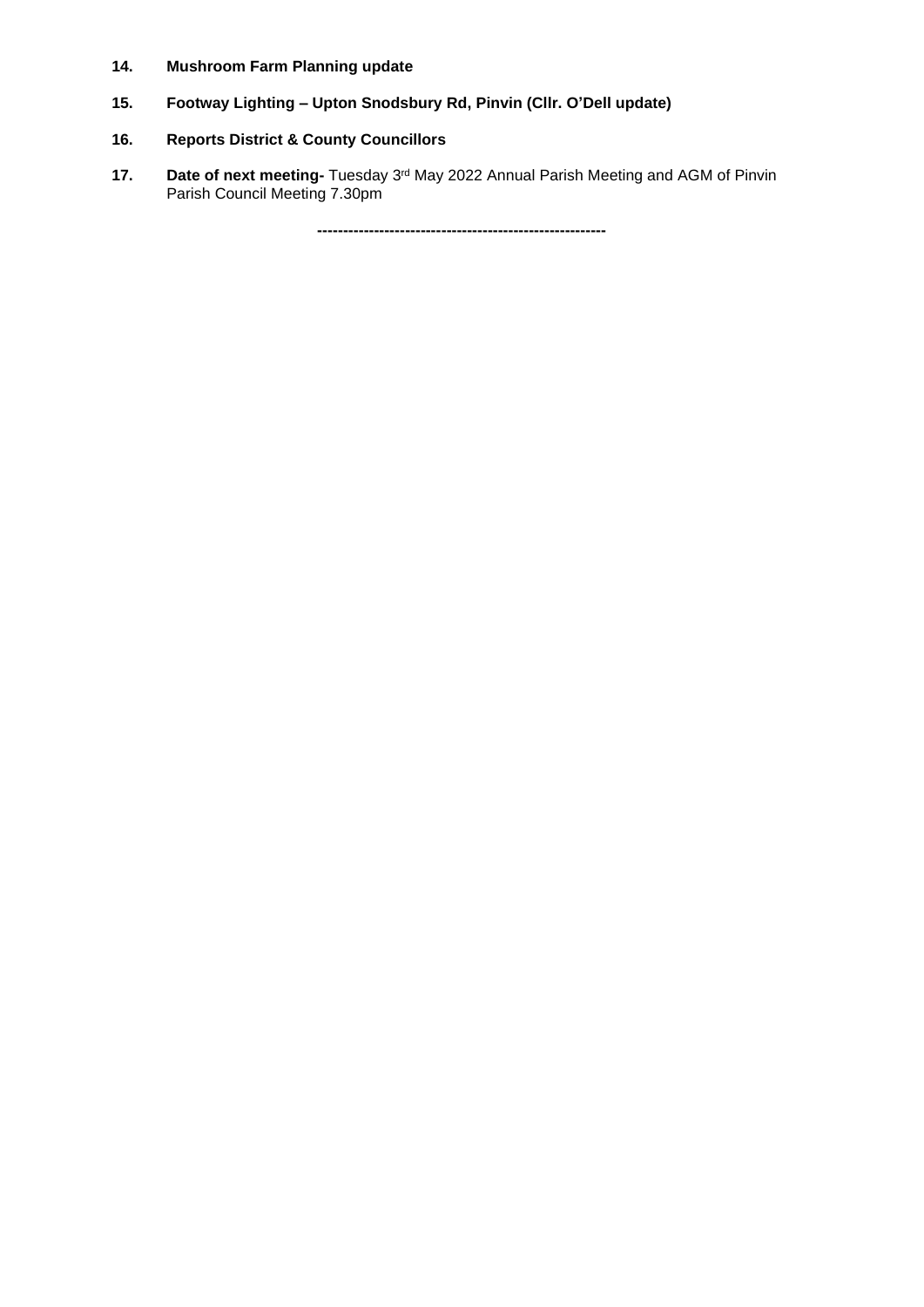**14. Mushroom Farm Planning update**

**15. Footway Lighting – Upton Snodsbury Rd, Pinvin (Cllr. O'Dell update)**

**16. Reports District & County Councillors**

**17. Date of next meeting-** Tuesday 3rd May 2022 Annual Parish Meeting and AGM of Pinvin Parish Council Meeting 7.30pm

---------------------------------------------------------